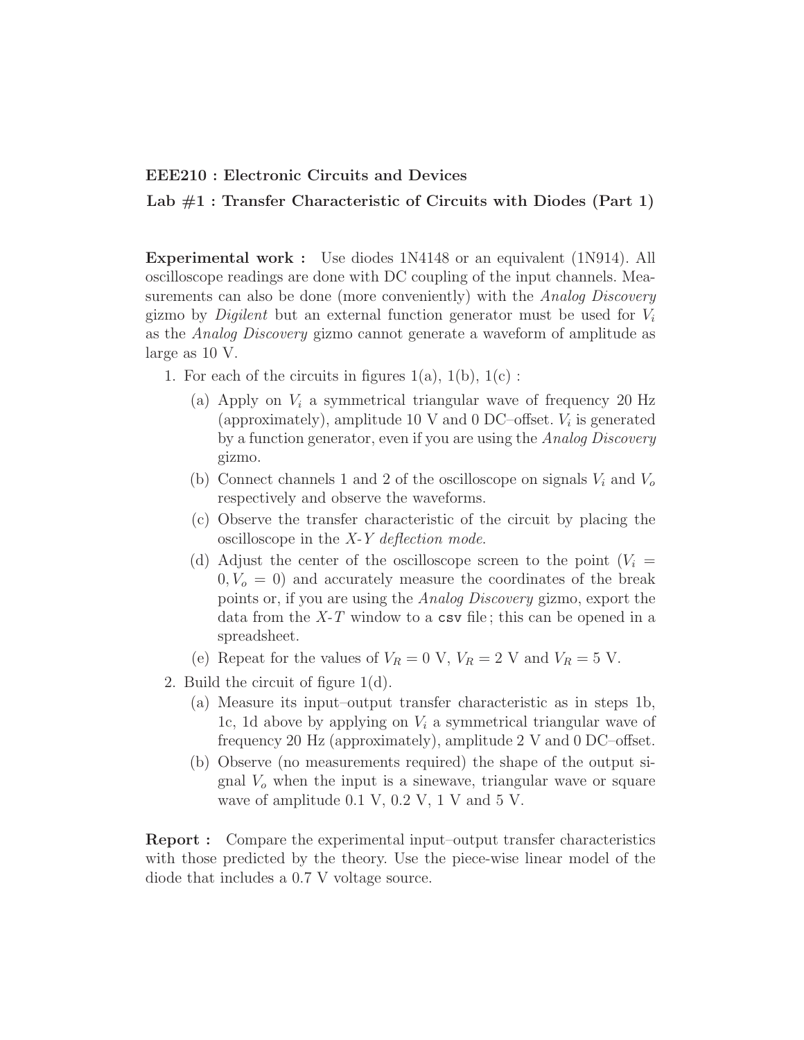**EEE210 : Electronic Circuits and Devices**

**Lab #1 : Transfer Characteristic of Circuits with Diodes (Part 1)**

**Experimental work :** Use diodes 1N4148 or an equivalent (1N914). All oscilloscope readings are done with DC coupling of the input channels. Measurements can also be done (more conveniently) with the *Analog Discovery* gizmo by *Digilent* but an external function generator must be used for $V_i$ as the *Analog Discovery* gizmo cannot generate a waveform of amplitude as large as 10 V.

1. For each of the circuits in figures 1(a), 1(b), 1(c) :
   (a) Apply on $V_i$ a symmetrical triangular wave of frequency 20 Hz (approximately), amplitude 10 V and 0 DC–offset. $V_i$ is generated by a function generator, even if you are using the *Analog Discovery* gizmo.
   (b) Connect channels 1 and 2 of the oscilloscope on signals $V_i$ and $V_o$ respectively and observe the waveforms.
   (c) Observe the transfer characteristic of the circuit by placing the oscilloscope in the *X-Y deflection mode*.
   (d) Adjust the center of the oscilloscope screen to the point ($V_i = 0, V_o = 0$) and accurately measure the coordinates of the break points or, if you are using the *Analog Discovery* gizmo, export the data from the *X-T* window to a `csv` file ; this can be opened in a spreadsheet.
   (e) Repeat for the values of $V_R = 0$ V, $V_R = 2$ V and $V_R = 5$ V.
2. Build the circuit of figure 1(d).
   (a) Measure its input–output transfer characteristic as in steps 1b, 1c, 1d above by applying on $V_i$ a symmetrical triangular wave of frequency 20 Hz (approximately), amplitude 2 V and 0 DC–offset.
   (b) Observe (no measurements required) the shape of the output signal $V_o$ when the input is a sinewave, triangular wave or square wave of amplitude 0.1 V, 0.2 V, 1 V and 5 V.

**Report :** Compare the experimental input–output transfer characteristics with those predicted by the theory. Use the piece-wise linear model of the diode that includes a 0.7 V voltage source.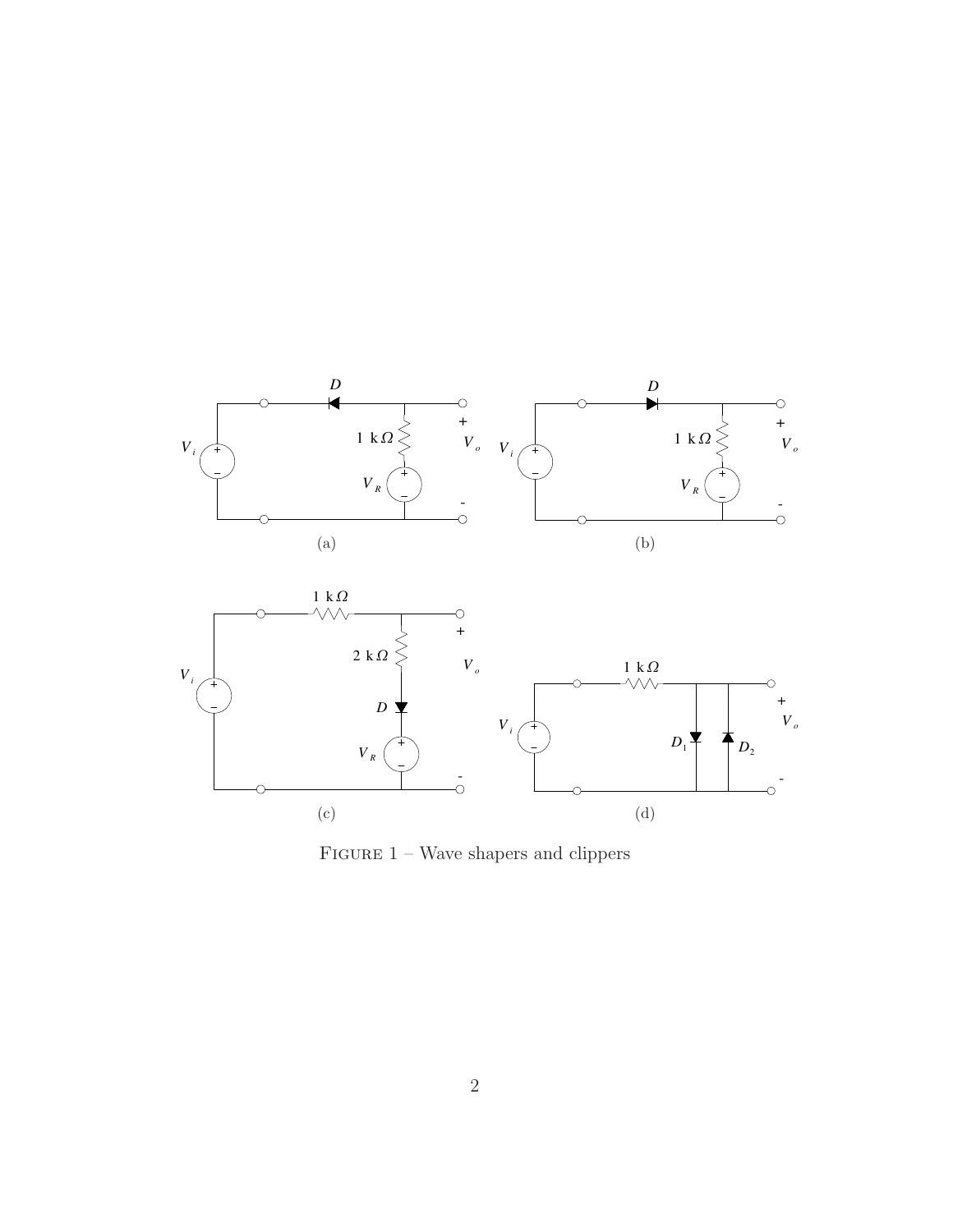Figure 1 – Wave shapers and clippers